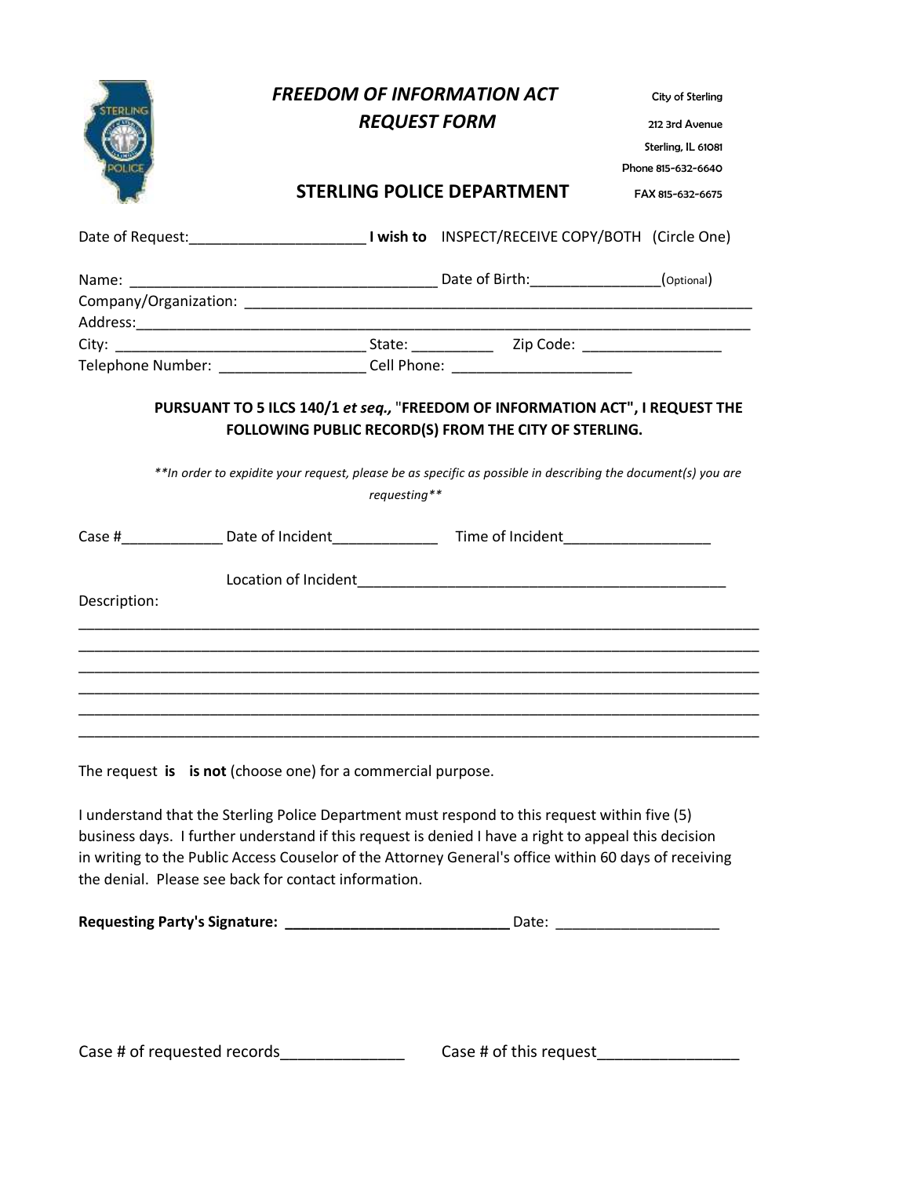# *FREEDOM OF INFORMATION ACT*
# *REQUEST FORM*

City of Sterling
212 3rd Avenue
Sterling, IL 61081
Phone 815-632-6640
FAX 815-632-6675

## STERLING POLICE DEPARTMENT

Date of Request:_____________________ **I wish to** INSPECT/RECEIVE COPY/BOTH (Circle One)

Name: ____________________________________ Date of Birth:_______________(Optional)
Company/Organization: ____________________________________________________________
Address:_______________________________________________________________________
City: _____________________________ State: __________ Zip Code: ________________
Telephone Number: _________________ Cell Phone: _____________________

**PURSUANT TO 5 ILCS 140/1 *et seq.,* "FREEDOM OF INFORMATION ACT", I REQUEST THE FOLLOWING PUBLIC RECORD(S) FROM THE CITY OF STERLING.**

*\*\*In order to expidite your request, please be as specific as possible in describing the document(s) you are requesting\*\**

Case #____________ Date of Incident____________ Time of Incident_________________

Location of Incident_____________________________________________

Description:

_______________________________________________________________________________
_______________________________________________________________________________
_______________________________________________________________________________
_______________________________________________________________________________
_______________________________________________________________________________
_______________________________________________________________________________

The request **is** **is not** (choose one) for a commercial purpose.

I understand that the Sterling Police Department must respond to this request within five (5) business days. I further understand if this request is denied I have a right to appeal this decision in writing to the Public Access Couselor of the Attorney General's office within 60 days of receiving the denial. Please see back for contact information.

**Requesting Party's Signature: ___________________________** Date: ___________________

Case # of requested records______________ Case # of this request________________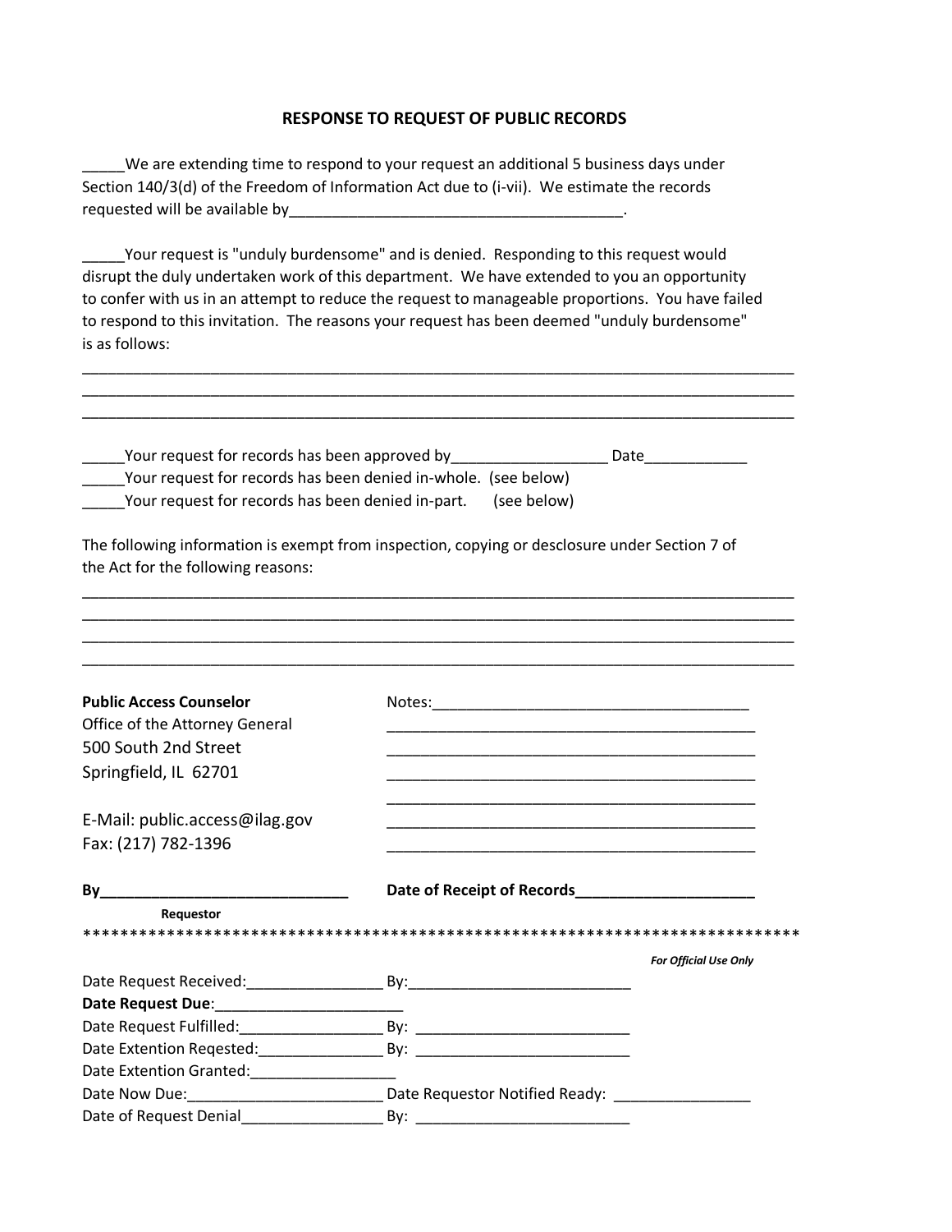## RESPONSE TO REQUEST OF PUBLIC RECORDS

_____We are extending time to respond to your request an additional 5 business days under Section 140/3(d) of the Freedom of Information Act due to (i-vii). We estimate the records requested will be available by________________________________________.

_____Your request is "unduly burdensome" and is denied. Responding to this request would disrupt the duly undertaken work of this department. We have extended to you an opportunity to confer with us in an attempt to reduce the request to manageable proportions. You have failed to respond to this invitation. The reasons your request has been deemed "unduly burdensome" is as follows:

________________________________________________________________________________________
________________________________________________________________________________________
________________________________________________________________________________________

_____Your request for records has been approved by__________________ Date____________
_____Your request for records has been denied in-whole. (see below)
_____Your request for records has been denied in-part. (see below)

The following information is exempt from inspection, copying or desclosure under Section 7 of the Act for the following reasons:

________________________________________________________________________________________
________________________________________________________________________________________
________________________________________________________________________________________
________________________________________________________________________________________

**Public Access Counselor**
Office of the Attorney General
500 South 2nd Street
Springfield, IL 62701

E-Mail: public.access@ilag.gov
Fax: (217) 782-1396

Notes:______________________________________
_____________________________________________
_____________________________________________
_____________________________________________
_____________________________________________
_____________________________________________
_____________________________________________

**By_____________________________**
**Requestor**

**Date of Receipt of Records_____________________**

*******************************************************************************

***For Official Use Only***

Date Request Received:________________ By:_________________________
**Date Request Due**:______________________
Date Request Fulfilled:_________________ By: _________________________
Date Extention Reqested:_______________ By: _________________________
Date Extention Granted:_________________
Date Now Due:_______________________ Date Requestor Notified Ready: ________________
Date of Request Denial_________________ By: _________________________